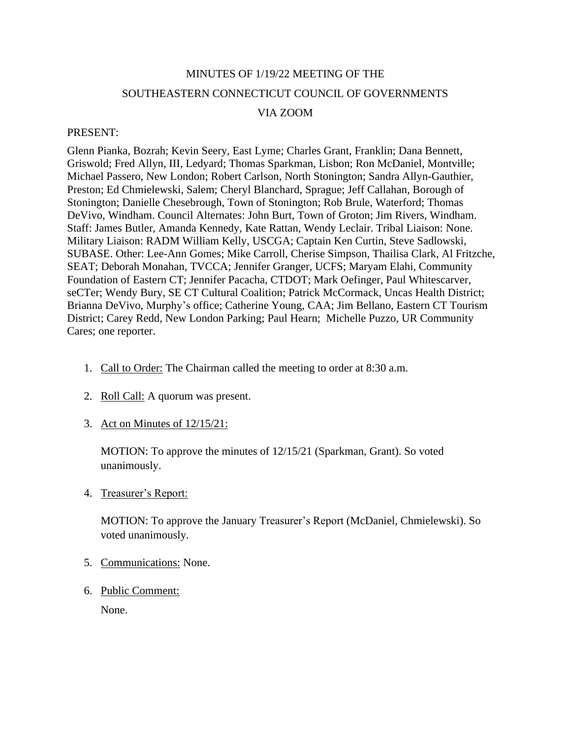# MINUTES OF 1/19/22 MEETING OF THE

# SOUTHEASTERN CONNECTICUT COUNCIL OF GOVERNMENTS

# VIA ZOOM

PRESENT:

Glenn Pianka, Bozrah; Kevin Seery, East Lyme; Charles Grant, Franklin; Dana Bennett, Griswold; Fred Allyn, III, Ledyard; Thomas Sparkman, Lisbon; Ron McDaniel, Montville; Michael Passero, New London; Robert Carlson, North Stonington; Sandra Allyn-Gauthier, Preston; Ed Chmielewski, Salem; Cheryl Blanchard, Sprague; Jeff Callahan, Borough of Stonington; Danielle Chesebrough, Town of Stonington; Rob Brule, Waterford; Thomas DeVivo, Windham. Council Alternates: John Burt, Town of Groton; Jim Rivers, Windham. Staff: James Butler, Amanda Kennedy, Kate Rattan, Wendy Leclair. Tribal Liaison: None. Military Liaison: RADM William Kelly, USCGA; Captain Ken Curtin, Steve Sadlowski, SUBASE. Other: Lee-Ann Gomes; Mike Carroll, Cherise Simpson, Thailisa Clark, Al Fritzche, SEAT; Deborah Monahan, TVCCA; Jennifer Granger, UCFS; Maryam Elahi, Community Foundation of Eastern CT; Jennifer Pacacha, CTDOT; Mark Oefinger, Paul Whitescarver, seCTer; Wendy Bury, SE CT Cultural Coalition; Patrick McCormack, Uncas Health District; Brianna DeVivo, Murphy's office; Catherine Young, CAA; Jim Bellano, Eastern CT Tourism District; Carey Redd, New London Parking; Paul Hearn; Michelle Puzzo, UR Community Cares; one reporter.

1. Call to Order: The Chairman called the meeting to order at 8:30 a.m.

2. Roll Call: A quorum was present.

3. Act on Minutes of 12/15/21:

   MOTION: To approve the minutes of 12/15/21 (Sparkman, Grant). So voted unanimously.

4. Treasurer's Report:

   MOTION: To approve the January Treasurer's Report (McDaniel, Chmielewski). So voted unanimously.

5. Communications: None.

6. Public Comment:

   None.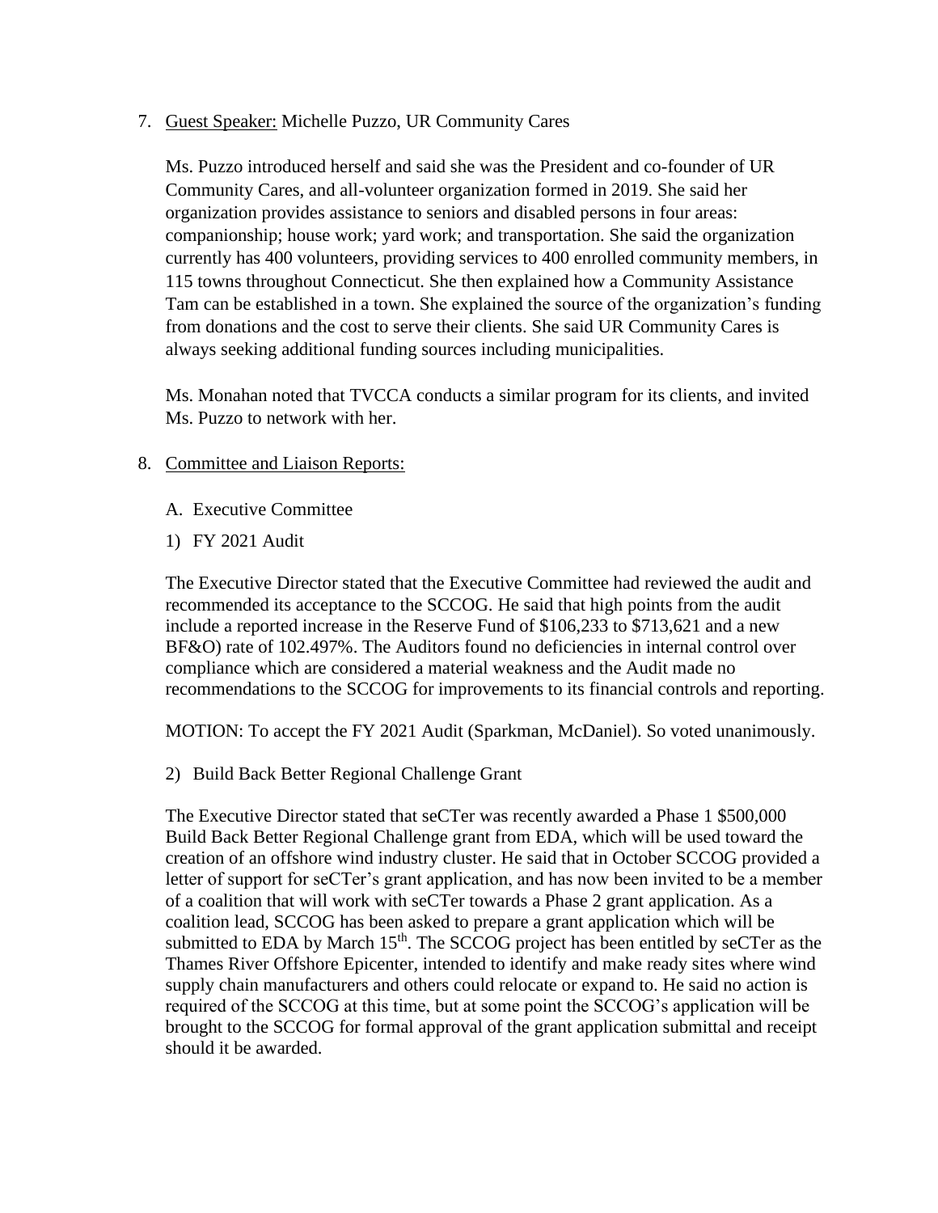7. <u>Guest Speaker:</u> Michelle Puzzo, UR Community Cares

   Ms. Puzzo introduced herself and said she was the President and co-founder of UR Community Cares, and all-volunteer organization formed in 2019. She said her organization provides assistance to seniors and disabled persons in four areas: companionship; house work; yard work; and transportation. She said the organization currently has 400 volunteers, providing services to 400 enrolled community members, in 115 towns throughout Connecticut. She then explained how a Community Assistance Tam can be established in a town. She explained the source of the organization's funding from donations and the cost to serve their clients. She said UR Community Cares is always seeking additional funding sources including municipalities.

   Ms. Monahan noted that TVCCA conducts a similar program for its clients, and invited Ms. Puzzo to network with her.

8. <u>Committee and Liaison Reports:</u>

   A. Executive Committee

   1) FY 2021 Audit

   The Executive Director stated that the Executive Committee had reviewed the audit and recommended its acceptance to the SCCOG. He said that high points from the audit include a reported increase in the Reserve Fund of $106,233 to $713,621 and a new BF&O) rate of 102.497%. The Auditors found no deficiencies in internal control over compliance which are considered a material weakness and the Audit made no recommendations to the SCCOG for improvements to its financial controls and reporting.

   MOTION: To accept the FY 2021 Audit (Sparkman, McDaniel). So voted unanimously.

   2) Build Back Better Regional Challenge Grant

   The Executive Director stated that seCTer was recently awarded a Phase 1 $500,000 Build Back Better Regional Challenge grant from EDA, which will be used toward the creation of an offshore wind industry cluster. He said that in October SCCOG provided a letter of support for seCTer's grant application, and has now been invited to be a member of a coalition that will work with seCTer towards a Phase 2 grant application. As a coalition lead, SCCOG has been asked to prepare a grant application which will be submitted to EDA by March 15th. The SCCOG project has been entitled by seCTer as the Thames River Offshore Epicenter, intended to identify and make ready sites where wind supply chain manufacturers and others could relocate or expand to. He said no action is required of the SCCOG at this time, but at some point the SCCOG's application will be brought to the SCCOG for formal approval of the grant application submittal and receipt should it be awarded.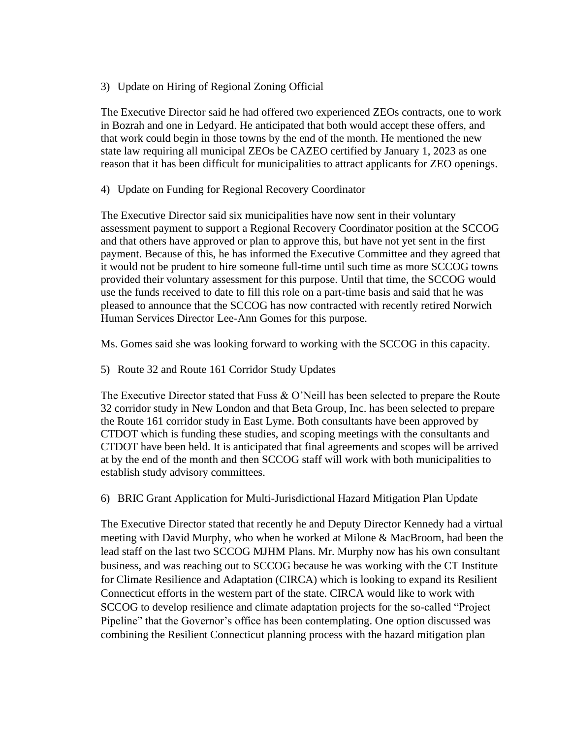3) Update on Hiring of Regional Zoning Official

The Executive Director said he had offered two experienced ZEOs contracts, one to work in Bozrah and one in Ledyard. He anticipated that both would accept these offers, and that work could begin in those towns by the end of the month. He mentioned the new state law requiring all municipal ZEOs be CAZEO certified by January 1, 2023 as one reason that it has been difficult for municipalities to attract applicants for ZEO openings.

4) Update on Funding for Regional Recovery Coordinator

The Executive Director said six municipalities have now sent in their voluntary assessment payment to support a Regional Recovery Coordinator position at the SCCOG and that others have approved or plan to approve this, but have not yet sent in the first payment. Because of this, he has informed the Executive Committee and they agreed that it would not be prudent to hire someone full-time until such time as more SCCOG towns provided their voluntary assessment for this purpose. Until that time, the SCCOG would use the funds received to date to fill this role on a part-time basis and said that he was pleased to announce that the SCCOG has now contracted with recently retired Norwich Human Services Director Lee-Ann Gomes for this purpose.

Ms. Gomes said she was looking forward to working with the SCCOG in this capacity.

5) Route 32 and Route 161 Corridor Study Updates

The Executive Director stated that Fuss & O'Neill has been selected to prepare the Route 32 corridor study in New London and that Beta Group, Inc. has been selected to prepare the Route 161 corridor study in East Lyme. Both consultants have been approved by CTDOT which is funding these studies, and scoping meetings with the consultants and CTDOT have been held. It is anticipated that final agreements and scopes will be arrived at by the end of the month and then SCCOG staff will work with both municipalities to establish study advisory committees.

6) BRIC Grant Application for Multi-Jurisdictional Hazard Mitigation Plan Update

The Executive Director stated that recently he and Deputy Director Kennedy had a virtual meeting with David Murphy, who when he worked at Milone & MacBroom, had been the lead staff on the last two SCCOG MJHM Plans. Mr. Murphy now has his own consultant business, and was reaching out to SCCOG because he was working with the CT Institute for Climate Resilience and Adaptation (CIRCA) which is looking to expand its Resilient Connecticut efforts in the western part of the state. CIRCA would like to work with SCCOG to develop resilience and climate adaptation projects for the so-called "Project Pipeline" that the Governor's office has been contemplating. One option discussed was combining the Resilient Connecticut planning process with the hazard mitigation plan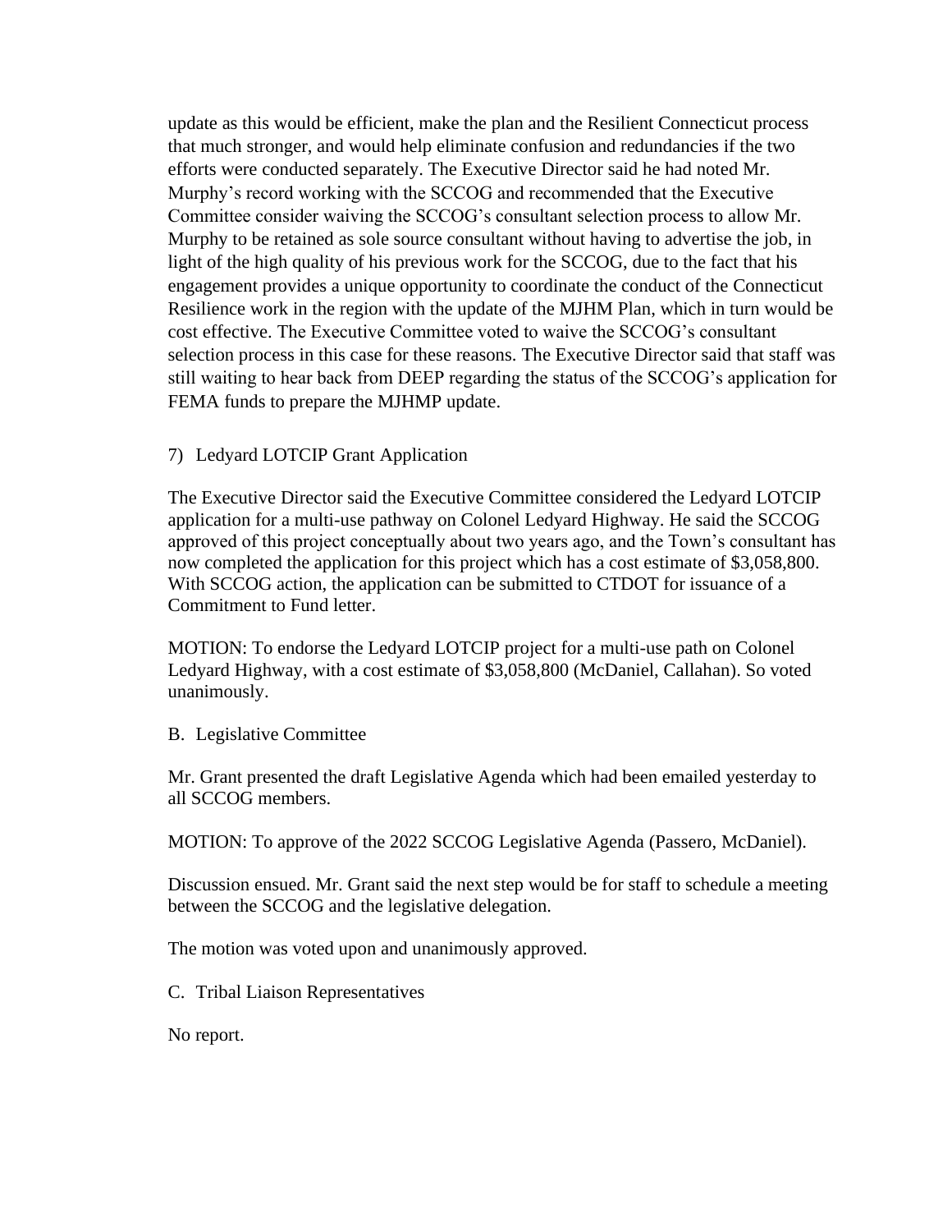update as this would be efficient, make the plan and the Resilient Connecticut process that much stronger, and would help eliminate confusion and redundancies if the two efforts were conducted separately. The Executive Director said he had noted Mr. Murphy's record working with the SCCOG and recommended that the Executive Committee consider waiving the SCCOG's consultant selection process to allow Mr. Murphy to be retained as sole source consultant without having to advertise the job, in light of the high quality of his previous work for the SCCOG, due to the fact that his engagement provides a unique opportunity to coordinate the conduct of the Connecticut Resilience work in the region with the update of the MJHM Plan, which in turn would be cost effective. The Executive Committee voted to waive the SCCOG's consultant selection process in this case for these reasons. The Executive Director said that staff was still waiting to hear back from DEEP regarding the status of the SCCOG's application for FEMA funds to prepare the MJHMP update.

7) Ledyard LOTCIP Grant Application

The Executive Director said the Executive Committee considered the Ledyard LOTCIP application for a multi-use pathway on Colonel Ledyard Highway. He said the SCCOG approved of this project conceptually about two years ago, and the Town's consultant has now completed the application for this project which has a cost estimate of $3,058,800. With SCCOG action, the application can be submitted to CTDOT for issuance of a Commitment to Fund letter.

MOTION: To endorse the Ledyard LOTCIP project for a multi-use path on Colonel Ledyard Highway, with a cost estimate of $3,058,800 (McDaniel, Callahan). So voted unanimously.

B. Legislative Committee

Mr. Grant presented the draft Legislative Agenda which had been emailed yesterday to all SCCOG members.

MOTION: To approve of the 2022 SCCOG Legislative Agenda (Passero, McDaniel).

Discussion ensued. Mr. Grant said the next step would be for staff to schedule a meeting between the SCCOG and the legislative delegation.

The motion was voted upon and unanimously approved.

C. Tribal Liaison Representatives

No report.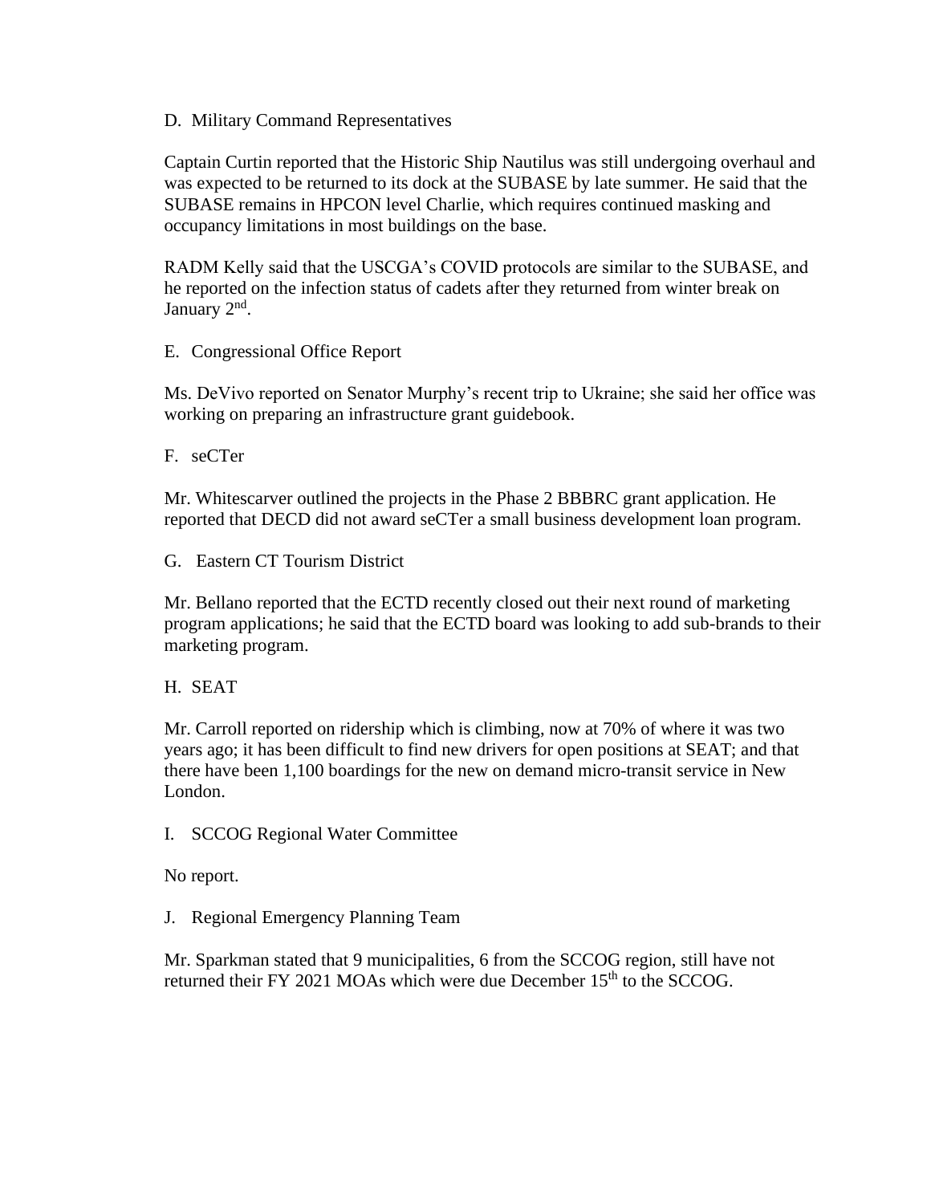D. Military Command Representatives

Captain Curtin reported that the Historic Ship Nautilus was still undergoing overhaul and was expected to be returned to its dock at the SUBASE by late summer. He said that the SUBASE remains in HPCON level Charlie, which requires continued masking and occupancy limitations in most buildings on the base.

RADM Kelly said that the USCGA's COVID protocols are similar to the SUBASE, and he reported on the infection status of cadets after they returned from winter break on January 2nd.

E. Congressional Office Report

Ms. DeVivo reported on Senator Murphy's recent trip to Ukraine; she said her office was working on preparing an infrastructure grant guidebook.

F. seCTer

Mr. Whitescarver outlined the projects in the Phase 2 BBBRC grant application. He reported that DECD did not award seCTer a small business development loan program.

G. Eastern CT Tourism District

Mr. Bellano reported that the ECTD recently closed out their next round of marketing program applications; he said that the ECTD board was looking to add sub-brands to their marketing program.

H. SEAT

Mr. Carroll reported on ridership which is climbing, now at 70% of where it was two years ago; it has been difficult to find new drivers for open positions at SEAT; and that there have been 1,100 boardings for the new on demand micro-transit service in New London.

I. SCCOG Regional Water Committee

No report.

J. Regional Emergency Planning Team

Mr. Sparkman stated that 9 municipalities, 6 from the SCCOG region, still have not returned their FY 2021 MOAs which were due December 15th to the SCCOG.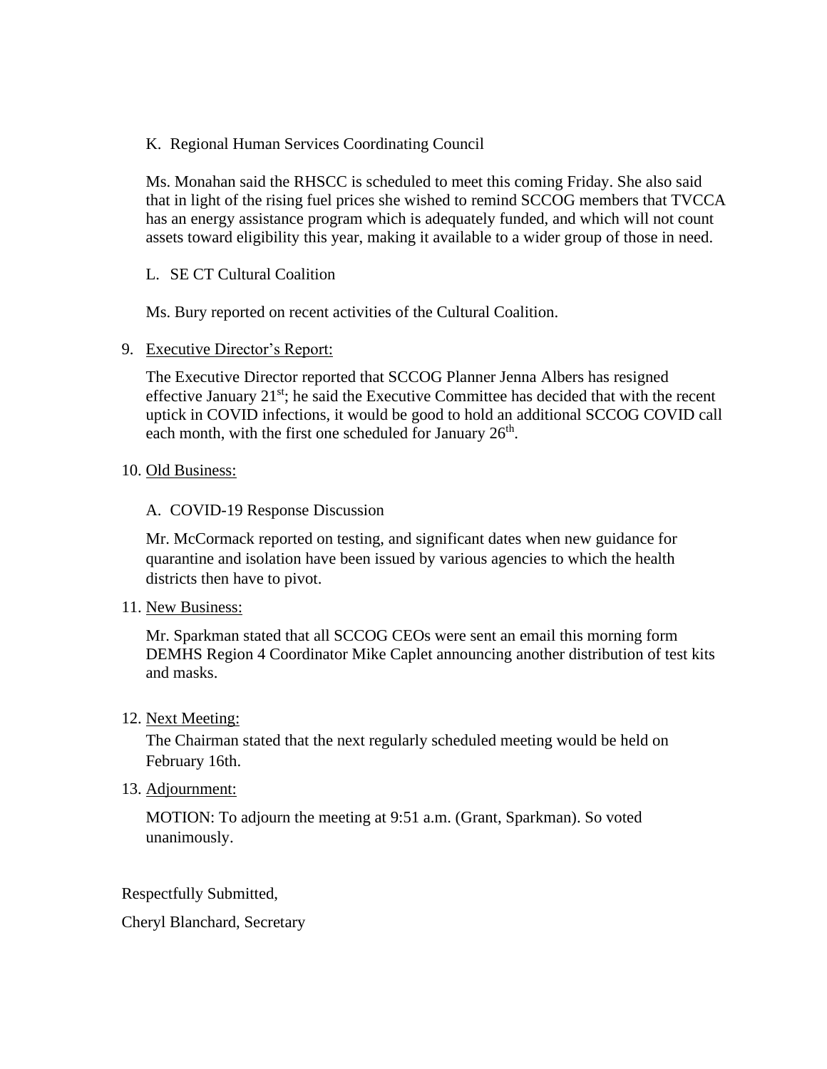K. Regional Human Services Coordinating Council

Ms. Monahan said the RHSCC is scheduled to meet this coming Friday. She also said that in light of the rising fuel prices she wished to remind SCCOG members that TVCCA has an energy assistance program which is adequately funded, and which will not count assets toward eligibility this year, making it available to a wider group of those in need.

L. SE CT Cultural Coalition

Ms. Bury reported on recent activities of the Cultural Coalition.

9. Executive Director's Report:

The Executive Director reported that SCCOG Planner Jenna Albers has resigned effective January 21st; he said the Executive Committee has decided that with the recent uptick in COVID infections, it would be good to hold an additional SCCOG COVID call each month, with the first one scheduled for January 26th.

10. Old Business:

A. COVID-19 Response Discussion

Mr. McCormack reported on testing, and significant dates when new guidance for quarantine and isolation have been issued by various agencies to which the health districts then have to pivot.

11. New Business:

Mr. Sparkman stated that all SCCOG CEOs were sent an email this morning form DEMHS Region 4 Coordinator Mike Caplet announcing another distribution of test kits and masks.

12. Next Meeting:

The Chairman stated that the next regularly scheduled meeting would be held on February 16th.

13. Adjournment:

MOTION: To adjourn the meeting at 9:51 a.m. (Grant, Sparkman). So voted unanimously.

Respectfully Submitted,

Cheryl Blanchard, Secretary